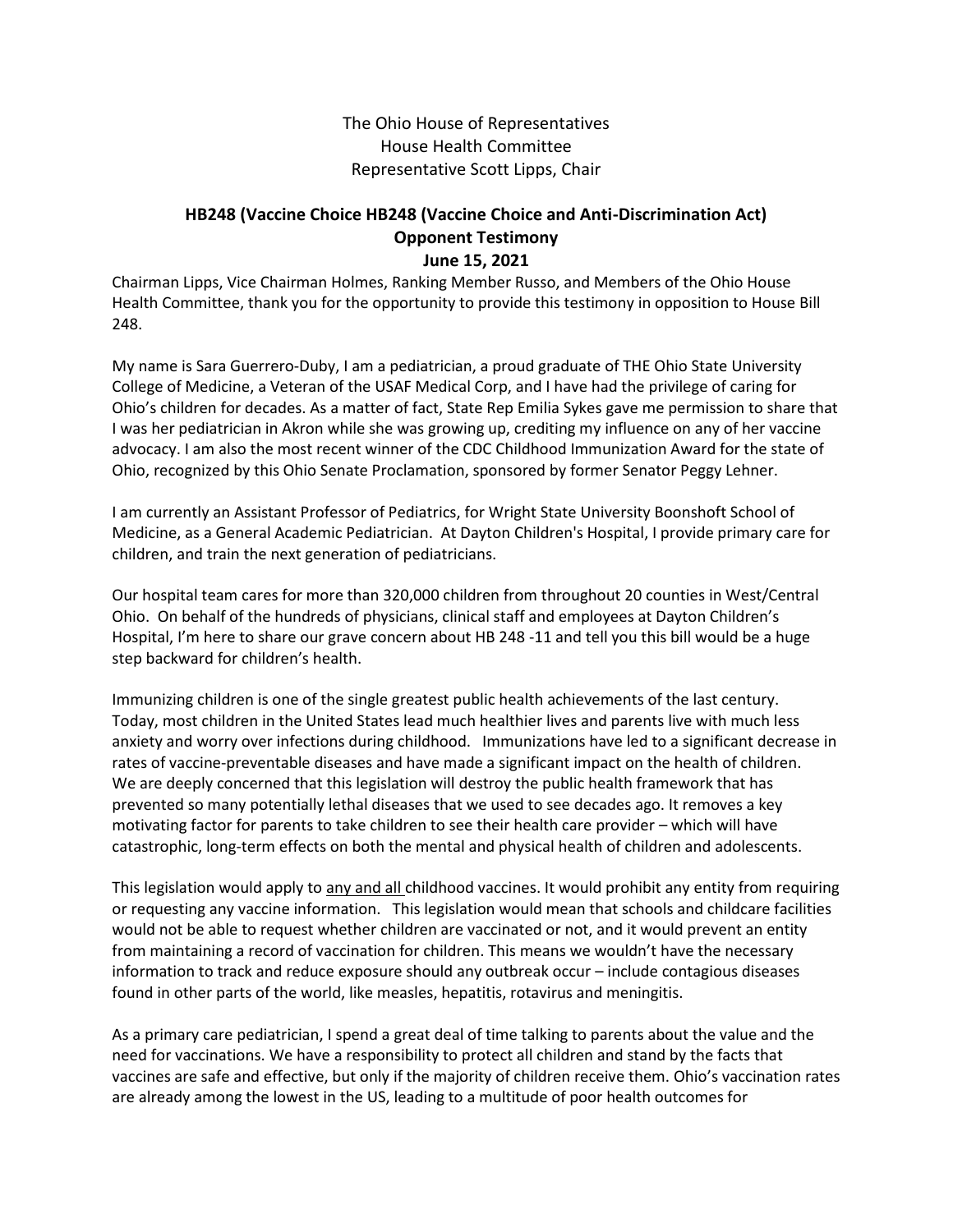The Ohio House of Representatives
House Health Committee
Representative Scott Lipps, Chair

**HB248 (Vaccine Choice HB248 (Vaccine Choice and Anti-Discrimination Act)**
**Opponent Testimony**
**June 15, 2021**

Chairman Lipps, Vice Chairman Holmes, Ranking Member Russo, and Members of the Ohio House Health Committee, thank you for the opportunity to provide this testimony in opposition to House Bill 248.

My name is Sara Guerrero-Duby, I am a pediatrician, a proud graduate of THE Ohio State University College of Medicine, a Veteran of the USAF Medical Corp, and I have had the privilege of caring for Ohio's children for decades. As a matter of fact, State Rep Emilia Sykes gave me permission to share that I was her pediatrician in Akron while she was growing up, crediting my influence on any of her vaccine advocacy. I am also the most recent winner of the CDC Childhood Immunization Award for the state of Ohio, recognized by this Ohio Senate Proclamation, sponsored by former Senator Peggy Lehner.

I am currently an Assistant Professor of Pediatrics, for Wright State University Boonshoft School of Medicine, as a General Academic Pediatrician. At Dayton Children's Hospital, I provide primary care for children, and train the next generation of pediatricians.

Our hospital team cares for more than 320,000 children from throughout 20 counties in West/Central Ohio. On behalf of the hundreds of physicians, clinical staff and employees at Dayton Children's Hospital, I'm here to share our grave concern about HB 248 -11 and tell you this bill would be a huge step backward for children's health.

Immunizing children is one of the single greatest public health achievements of the last century. Today, most children in the United States lead much healthier lives and parents live with much less anxiety and worry over infections during childhood. Immunizations have led to a significant decrease in rates of vaccine-preventable diseases and have made a significant impact on the health of children. We are deeply concerned that this legislation will destroy the public health framework that has prevented so many potentially lethal diseases that we used to see decades ago. It removes a key motivating factor for parents to take children to see their health care provider – which will have catastrophic, long-term effects on both the mental and physical health of children and adolescents.

This legislation would apply to <u>any and all</u> childhood vaccines. It would prohibit any entity from requiring or requesting any vaccine information. This legislation would mean that schools and childcare facilities would not be able to request whether children are vaccinated or not, and it would prevent an entity from maintaining a record of vaccination for children. This means we wouldn't have the necessary information to track and reduce exposure should any outbreak occur – include contagious diseases found in other parts of the world, like measles, hepatitis, rotavirus and meningitis.

As a primary care pediatrician, I spend a great deal of time talking to parents about the value and the need for vaccinations. We have a responsibility to protect all children and stand by the facts that vaccines are safe and effective, but only if the majority of children receive them. Ohio's vaccination rates are already among the lowest in the US, leading to a multitude of poor health outcomes for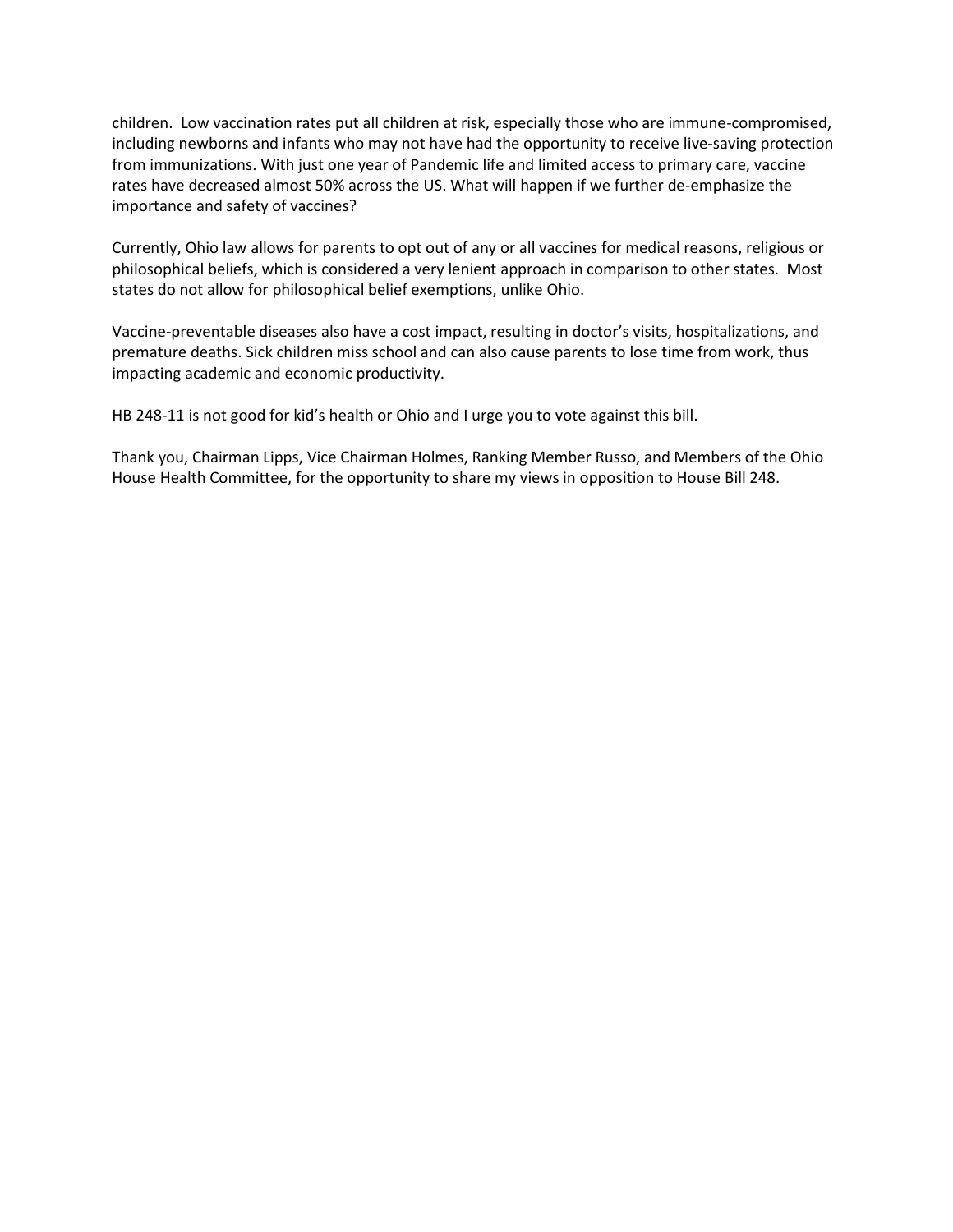children. Low vaccination rates put all children at risk, especially those who are immune-compromised, including newborns and infants who may not have had the opportunity to receive live-saving protection from immunizations. With just one year of Pandemic life and limited access to primary care, vaccine rates have decreased almost 50% across the US. What will happen if we further de-emphasize the importance and safety of vaccines?

Currently, Ohio law allows for parents to opt out of any or all vaccines for medical reasons, religious or philosophical beliefs, which is considered a very lenient approach in comparison to other states. Most states do not allow for philosophical belief exemptions, unlike Ohio.

Vaccine-preventable diseases also have a cost impact, resulting in doctor's visits, hospitalizations, and premature deaths. Sick children miss school and can also cause parents to lose time from work, thus impacting academic and economic productivity.

HB 248-11 is not good for kid's health or Ohio and I urge you to vote against this bill.

Thank you, Chairman Lipps, Vice Chairman Holmes, Ranking Member Russo, and Members of the Ohio House Health Committee, for the opportunity to share my views in opposition to House Bill 248.